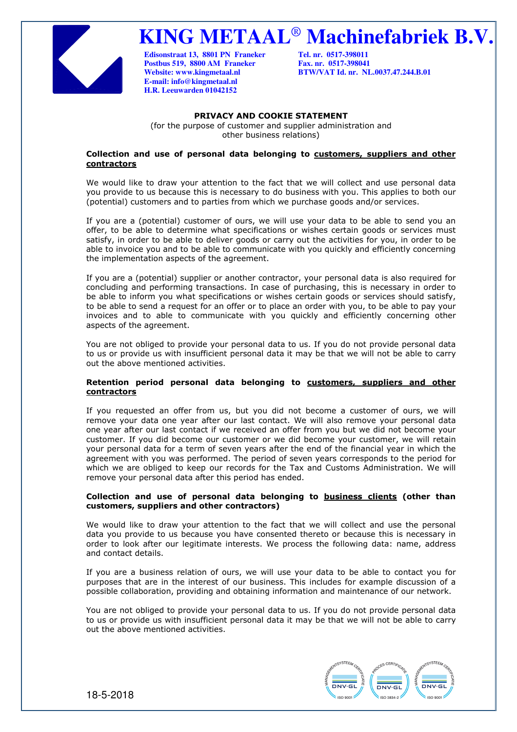# KING METAAL® Machinefabriek B.V.

**Edisonstraat 13, 8801 PN Franeker**
**Postbus 519, 8800 AM Franeker**
**Website: www.kingmetaal.nl**
**E-mail: info@kingmetaal.nl**
**H.R. Leeuwarden 01042152**

**Tel. nr. 0517-398011**
**Fax. nr. 0517-398041**
**BTW/VAT Id. nr. NL.0037.47.244.B.01**

## PRIVACY AND COOKIE STATEMENT

(for the purpose of customer and supplier administration and other business relations)

### Collection and use of personal data belonging to customers, suppliers and other contractors

We would like to draw your attention to the fact that we will collect and use personal data you provide to us because this is necessary to do business with you. This applies to both our (potential) customers and to parties from which we purchase goods and/or services.

If you are a (potential) customer of ours, we will use your data to be able to send you an offer, to be able to determine what specifications or wishes certain goods or services must satisfy, in order to be able to deliver goods or carry out the activities for you, in order to be able to invoice you and to be able to communicate with you quickly and efficiently concerning the implementation aspects of the agreement.

If you are a (potential) supplier or another contractor, your personal data is also required for concluding and performing transactions. In case of purchasing, this is necessary in order to be able to inform you what specifications or wishes certain goods or services should satisfy, to be able to send a request for an offer or to place an order with you, to be able to pay your invoices and to able to communicate with you quickly and efficiently concerning other aspects of the agreement.

You are not obliged to provide your personal data to us. If you do not provide personal data to us or provide us with insufficient personal data it may be that we will not be able to carry out the above mentioned activities.

### Retention period personal data belonging to customers, suppliers and other contractors

If you requested an offer from us, but you did not become a customer of ours, we will remove your data one year after our last contact. We will also remove your personal data one year after our last contact if we received an offer from you but we did not become your customer. If you did become our customer or we did become your customer, we will retain your personal data for a term of seven years after the end of the financial year in which the agreement with you was performed. The period of seven years corresponds to the period for which we are obliged to keep our records for the Tax and Customs Administration. We will remove your personal data after this period has ended.

### Collection and use of personal data belonging to business clients (other than customers, suppliers and other contractors)

We would like to draw your attention to the fact that we will collect and use the personal data you provide to us because you have consented thereto or because this is necessary in order to look after our legitimate interests. We process the following data: name, address and contact details.

If you are a business relation of ours, we will use your data to be able to contact you for purposes that are in the interest of our business. This includes for example discussion of a possible collaboration, providing and obtaining information and maintenance of our network.

You are not obliged to provide your personal data to us. If you do not provide personal data to us or provide us with insufficient personal data it may be that we will not be able to carry out the above mentioned activities.

18-5-2018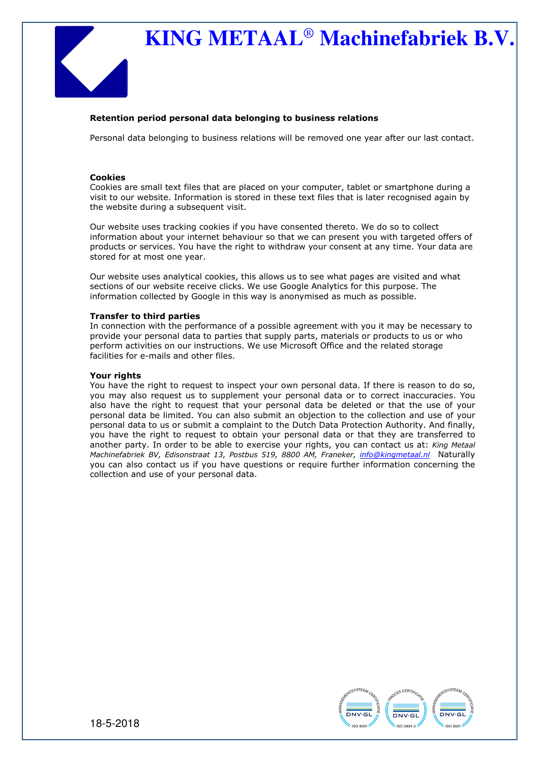# KING METAAL® Machinefabriek B.V.

**Retention period personal data belonging to business relations**

Personal data belonging to business relations will be removed one year after our last contact.

**Cookies**

Cookies are small text files that are placed on your computer, tablet or smartphone during a visit to our website. Information is stored in these text files that is later recognised again by the website during a subsequent visit.

Our website uses tracking cookies if you have consented thereto. We do so to collect information about your internet behaviour so that we can present you with targeted offers of products or services. You have the right to withdraw your consent at any time. Your data are stored for at most one year.

Our website uses analytical cookies, this allows us to see what pages are visited and what sections of our website receive clicks. We use Google Analytics for this purpose. The information collected by Google in this way is anonymised as much as possible.

**Transfer to third parties**

In connection with the performance of a possible agreement with you it may be necessary to provide your personal data to parties that supply parts, materials or products to us or who perform activities on our instructions. We use Microsoft Office and the related storage facilities for e-mails and other files.

**Your rights**

You have the right to request to inspect your own personal data. If there is reason to do so, you may also request us to supplement your personal data or to correct inaccuracies. You also have the right to request that your personal data be deleted or that the use of your personal data be limited. You can also submit an objection to the collection and use of your personal data to us or submit a complaint to the Dutch Data Protection Authority. And finally, you have the right to request to obtain your personal data or that they are transferred to another party. In order to be able to exercise your rights, you can contact us at: *King Metaal Machinefabriek BV, Edisonstraat 13, Postbus 519, 8800 AM, Franeker, info@kingmetaal.nl* Naturally you can also contact us if you have questions or require further information concerning the collection and use of your personal data.

18-5-2018